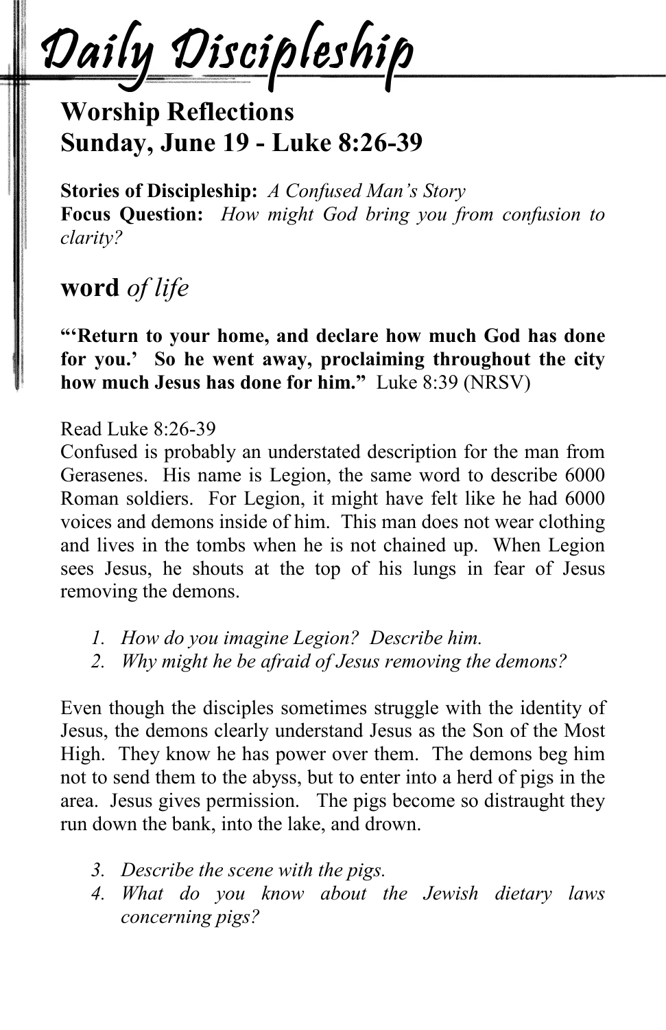# Daily Discipleship

## Worship Reflections
## Sunday, June 19 - Luke 8:26-39

**Stories of Discipleship:** *A Confused Man's Story*
**Focus Question:** *How might God bring you from confusion to clarity?*

## **word** *of life*

**"'Return to your home, and declare how much God has done for you.' So he went away, proclaiming throughout the city how much Jesus has done for him."** Luke 8:39 (NRSV)

Read Luke 8:26-39
Confused is probably an understated description for the man from Gerasenes. His name is Legion, the same word to describe 6000 Roman soldiers. For Legion, it might have felt like he had 6000 voices and demons inside of him. This man does not wear clothing and lives in the tombs when he is not chained up. When Legion sees Jesus, he shouts at the top of his lungs in fear of Jesus removing the demons.

1. *How do you imagine Legion? Describe him.*
2. *Why might he be afraid of Jesus removing the demons?*

Even though the disciples sometimes struggle with the identity of Jesus, the demons clearly understand Jesus as the Son of the Most High. They know he has power over them. The demons beg him not to send them to the abyss, but to enter into a herd of pigs in the area. Jesus gives permission. The pigs become so distraught they run down the bank, into the lake, and drown.

3. *Describe the scene with the pigs.*
4. *What do you know about the Jewish dietary laws concerning pigs?*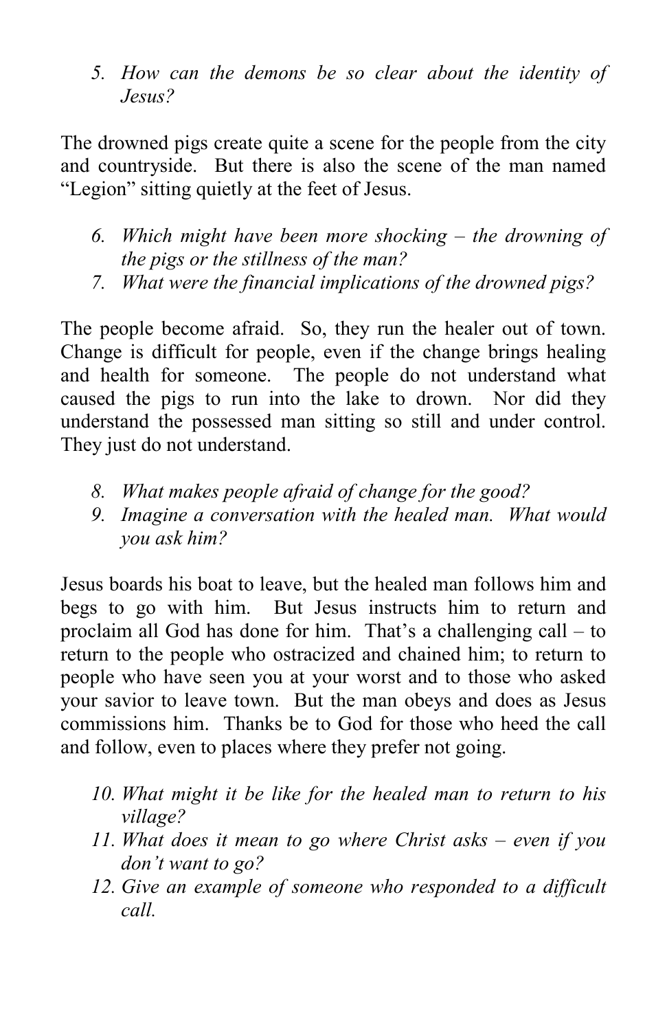5. *How can the demons be so clear about the identity of Jesus?*

The drowned pigs create quite a scene for the people from the city and countryside. But there is also the scene of the man named "Legion" sitting quietly at the feet of Jesus.

6. *Which might have been more shocking – the drowning of the pigs or the stillness of the man?*
7. *What were the financial implications of the drowned pigs?*

The people become afraid. So, they run the healer out of town. Change is difficult for people, even if the change brings healing and health for someone. The people do not understand what caused the pigs to run into the lake to drown. Nor did they understand the possessed man sitting so still and under control. They just do not understand.

8. *What makes people afraid of change for the good?*
9. *Imagine a conversation with the healed man. What would you ask him?*

Jesus boards his boat to leave, but the healed man follows him and begs to go with him. But Jesus instructs him to return and proclaim all God has done for him. That's a challenging call – to return to the people who ostracized and chained him; to return to people who have seen you at your worst and to those who asked your savior to leave town. But the man obeys and does as Jesus commissions him. Thanks be to God for those who heed the call and follow, even to places where they prefer not going.

10. *What might it be like for the healed man to return to his village?*
11. *What does it mean to go where Christ asks – even if you don't want to go?*
12. *Give an example of someone who responded to a difficult call.*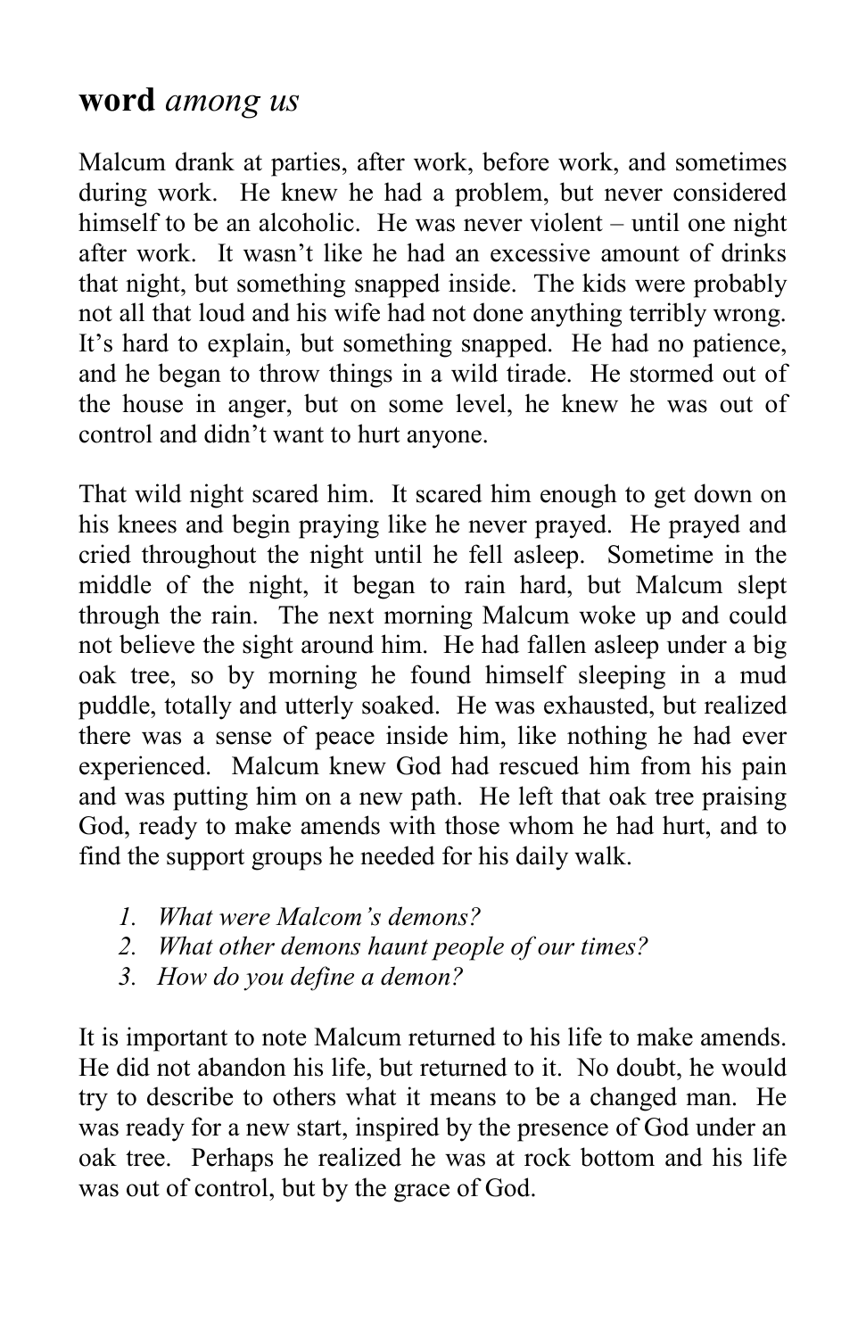## **word** *among us*

Malcum drank at parties, after work, before work, and sometimes during work. He knew he had a problem, but never considered himself to be an alcoholic. He was never violent – until one night after work. It wasn't like he had an excessive amount of drinks that night, but something snapped inside. The kids were probably not all that loud and his wife had not done anything terribly wrong. It's hard to explain, but something snapped. He had no patience, and he began to throw things in a wild tirade. He stormed out of the house in anger, but on some level, he knew he was out of control and didn't want to hurt anyone.

That wild night scared him. It scared him enough to get down on his knees and begin praying like he never prayed. He prayed and cried throughout the night until he fell asleep. Sometime in the middle of the night, it began to rain hard, but Malcum slept through the rain. The next morning Malcum woke up and could not believe the sight around him. He had fallen asleep under a big oak tree, so by morning he found himself sleeping in a mud puddle, totally and utterly soaked. He was exhausted, but realized there was a sense of peace inside him, like nothing he had ever experienced. Malcum knew God had rescued him from his pain and was putting him on a new path. He left that oak tree praising God, ready to make amends with those whom he had hurt, and to find the support groups he needed for his daily walk.

1. *What were Malcom's demons?*
2. *What other demons haunt people of our times?*
3. *How do you define a demon?*

It is important to note Malcum returned to his life to make amends. He did not abandon his life, but returned to it. No doubt, he would try to describe to others what it means to be a changed man. He was ready for a new start, inspired by the presence of God under an oak tree. Perhaps he realized he was at rock bottom and his life was out of control, but by the grace of God.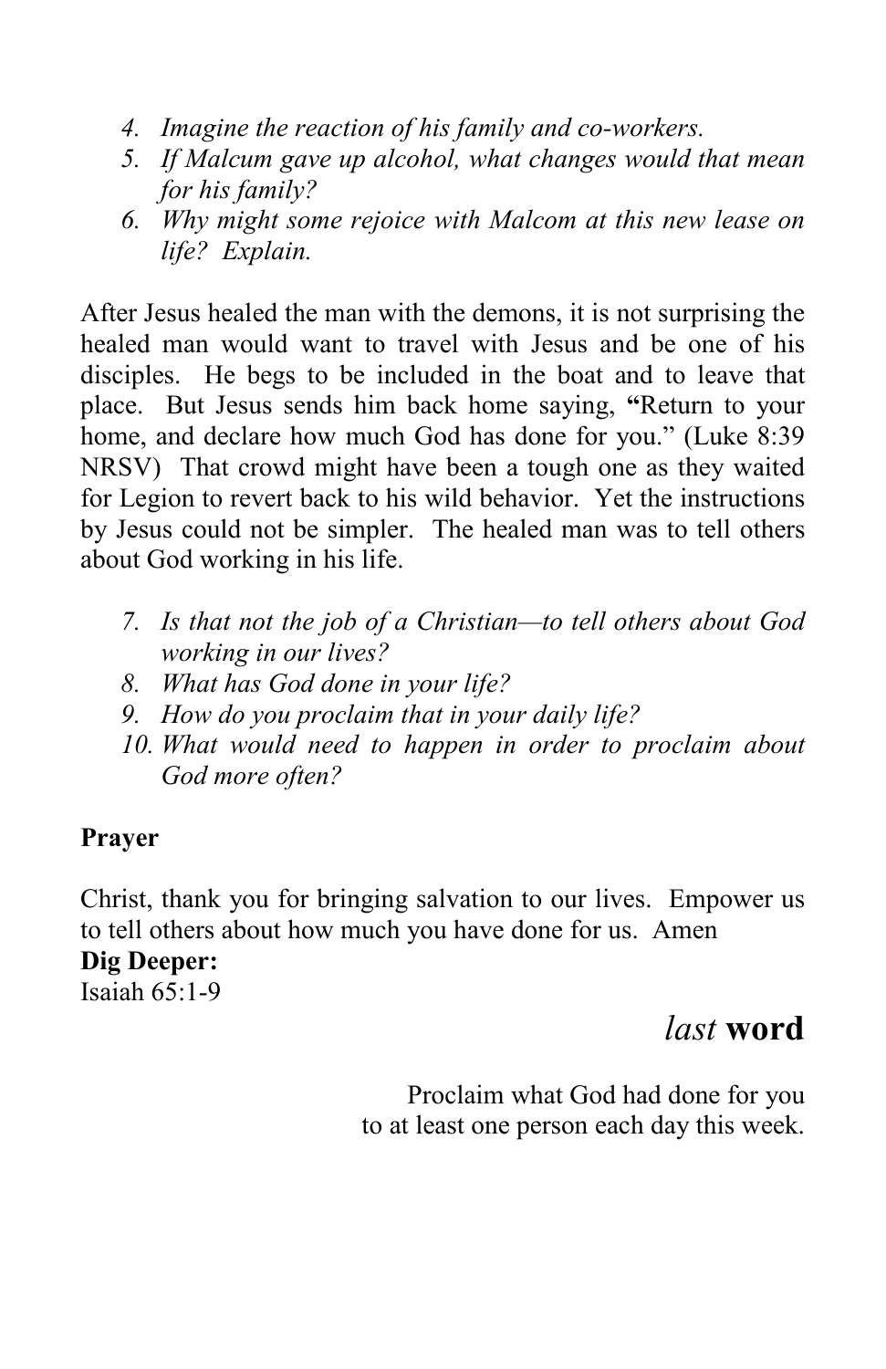4. *Imagine the reaction of his family and co-workers.*
5. *If Malcum gave up alcohol, what changes would that mean for his family?*
6. *Why might some rejoice with Malcom at this new lease on life? Explain.*

After Jesus healed the man with the demons, it is not surprising the healed man would want to travel with Jesus and be one of his disciples. He begs to be included in the boat and to leave that place. But Jesus sends him back home saying, **"**Return to your home, and declare how much God has done for you." (Luke 8:39 NRSV) That crowd might have been a tough one as they waited for Legion to revert back to his wild behavior. Yet the instructions by Jesus could not be simpler. The healed man was to tell others about God working in his life.

7. *Is that not the job of a Christian—to tell others about God working in our lives?*
8. *What has God done in your life?*
9. *How do you proclaim that in your daily life?*
10. *What would need to happen in order to proclaim about God more often?*

**Prayer**

Christ, thank you for bringing salvation to our lives. Empower us to tell others about how much you have done for us. Amen

**Dig Deeper:**
Isaiah 65:1-9

## *last* **word**

Proclaim what God had done for you
to at least one person each day this week.